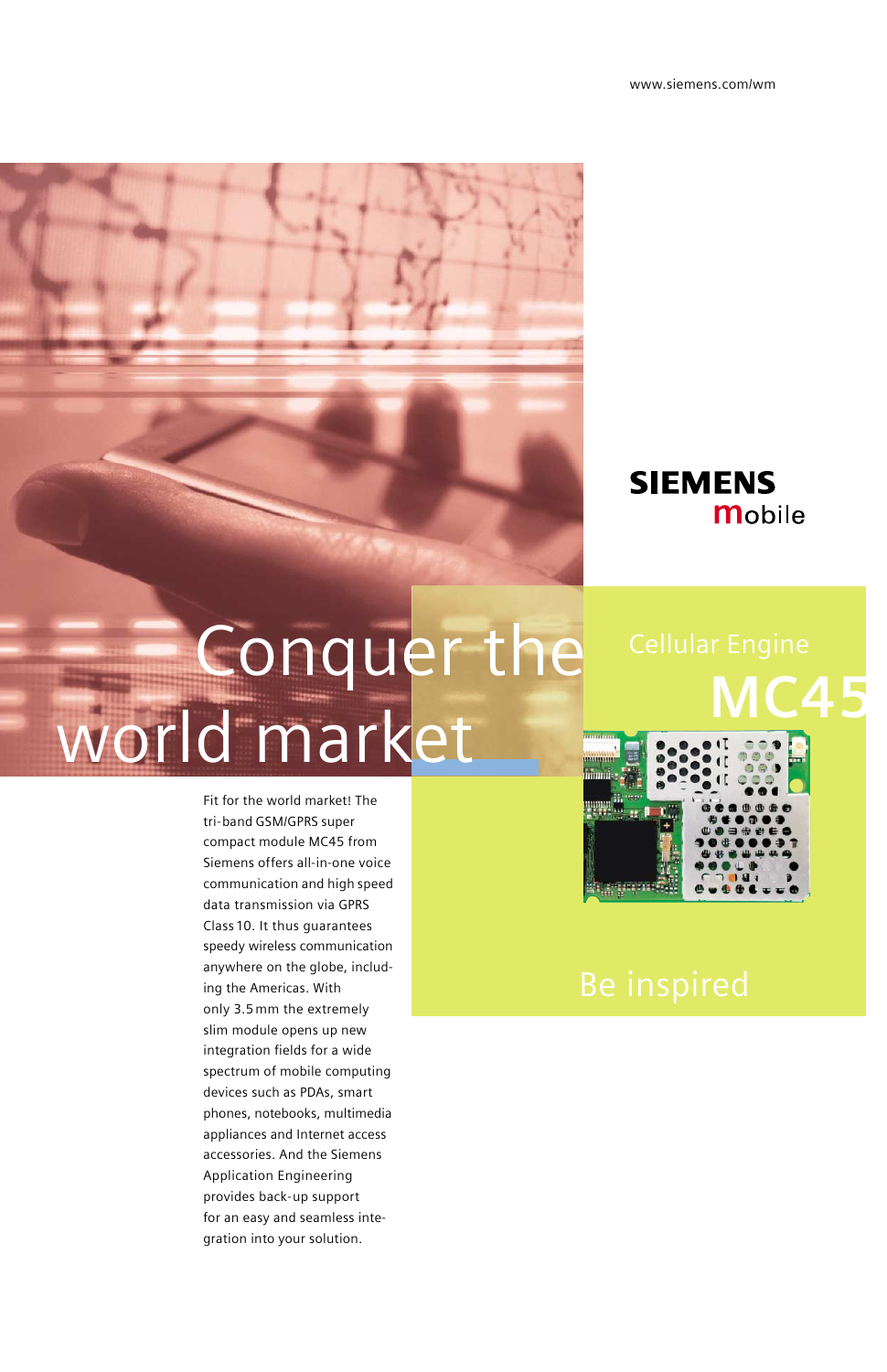www.siemens.com/wm

SIEMENS
mobile

# Conquer the world market

## Cellular Engine MC45

Fit for the world market! The tri-band GSM/GPRS super compact module MC45 from Siemens offers all-in-one voice communication and high speed data transmission via GPRS Class 10. It thus guarantees speedy wireless communication anywhere on the globe, including the Americas. With only 3.5 mm the extremely slim module opens up new integration fields for a wide spectrum of mobile computing devices such as PDAs, smart phones, notebooks, multimedia appliances and Internet access accessories. And the Siemens Application Engineering provides back-up support for an easy and seamless integration into your solution.

Be inspired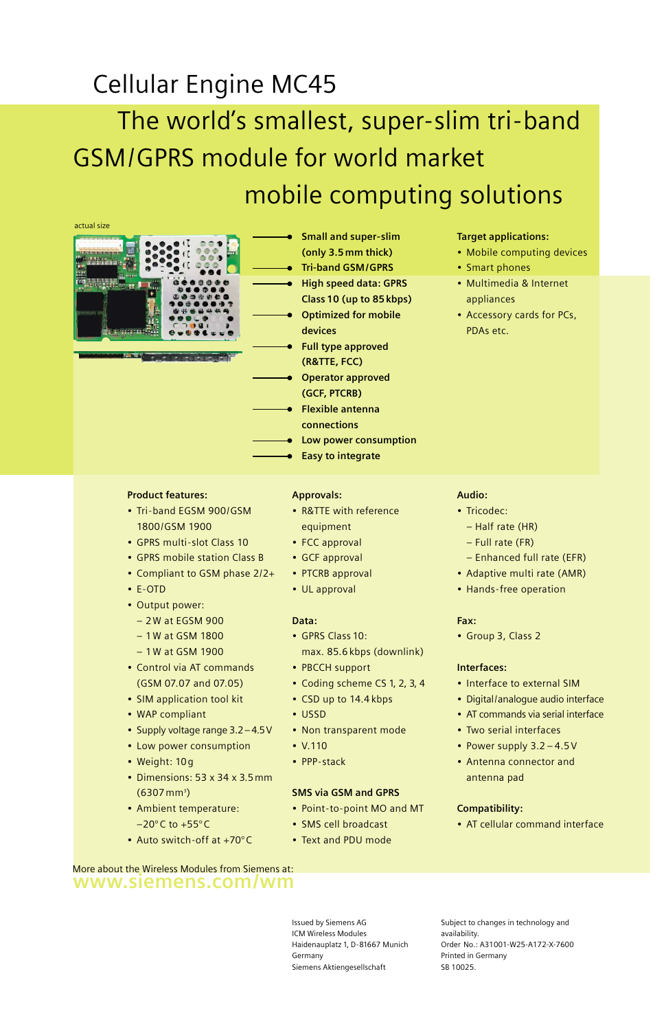# Cellular Engine MC45

## The world's smallest, super-slim tri-band GSM/GPRS module for world market mobile computing solutions

actual size

- **Small and super-slim (only 3.5 mm thick)**
- **Tri-band GSM/GPRS**
- **High speed data: GPRS Class 10 (up to 85 kbps)**
- **Optimized for mobile devices**
- **Full type approved (R&TTE, FCC)**
- **Operator approved (GCF, PTCRB)**
- **Flexible antenna connections**
- **Low power consumption**
- **Easy to integrate**

**Target applications:**

- Mobile computing devices
- Smart phones
- Multimedia & Internet appliances
- Accessory cards for PCs, PDAs etc.

**Product features:**

- Tri-band EGSM 900/GSM 1800/GSM 1900
- GPRS multi-slot Class 10
- GPRS mobile station Class B
- Compliant to GSM phase 2/2+
- E-OTD
- Output power:
  - 2 W at EGSM 900
  - 1 W at GSM 1800
  - 1 W at GSM 1900
- Control via AT commands (GSM 07.07 and 07.05)
- SIM application tool kit
- WAP compliant
- Supply voltage range 3.2 – 4.5 V
- Low power consumption
- Weight: 10 g
- Dimensions: 53 x 34 x 3.5 mm (6307 mm³)
- Ambient temperature: –20° C to +55° C
- Auto switch-off at +70° C

**Approvals:**

- R&TTE with reference equipment
- FCC approval
- GCF approval
- PTCRB approval
- UL approval

**Data:**

- GPRS Class 10: max. 85.6 kbps (downlink)
- PBCCH support
- Coding scheme CS 1, 2, 3, 4
- CSD up to 14.4 kbps
- USSD
- Non transparent mode
- V.110
- PPP-stack

**SMS via GSM and GPRS**

- Point-to-point MO and MT
- SMS cell broadcast
- Text and PDU mode

**Audio:**

- Tricodec:
  - Half rate (HR)
  - Full rate (FR)
  - Enhanced full rate (EFR)
- Adaptive multi rate (AMR)
- Hands-free operation

**Fax:**

- Group 3, Class 2

**Interfaces:**

- Interface to external SIM
- Digital/analogue audio interface
- AT commands via serial interface
- Two serial interfaces
- Power supply 3.2 – 4.5 V
- Antenna connector and antenna pad

**Compatibility:**

- AT cellular command interface

More about the Wireless Modules from Siemens at:
**www.siemens.com/wm**

Issued by Siemens AG
ICM Wireless Modules
Haidenauplatz 1, D-81667 Munich
Germany
Siemens Aktiengesellschaft

Subject to changes in technology and availability.
Order No.: A31001-W25-A172-X-7600
Printed in Germany
SB 10025.